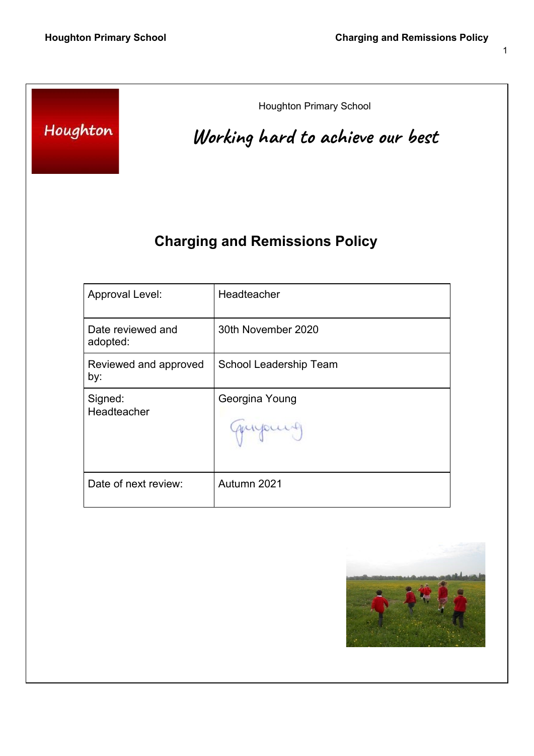Houghton

Houghton Primary School

*Working hard to achieve our best*

# Charging and Remissions Policy

| Approval Level: | Headteacher |
|---|---|
| Date reviewed and adopted: | 30th November 2020 |
| Reviewed and approved by: | School Leadership Team |
| Signed: Headteacher | Georgina Young |
| Date of next review: | Autumn 2021 |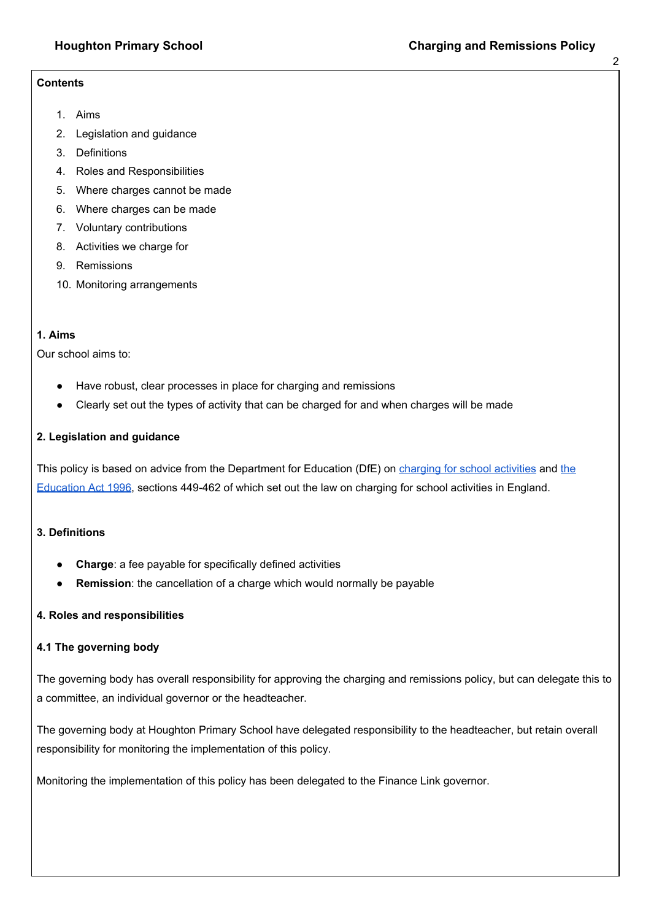**Contents**

1. Aims
2. Legislation and guidance
3. Definitions
4. Roles and Responsibilities
5. Where charges cannot be made
6. Where charges can be made
7. Voluntary contributions
8. Activities we charge for
9. Remissions
10. Monitoring arrangements

## 1. Aims

Our school aims to:

- Have robust, clear processes in place for charging and remissions
- Clearly set out the types of activity that can be charged for and when charges will be made

## 2. Legislation and guidance

This policy is based on advice from the Department for Education (DfE) on charging for school activities and the Education Act 1996, sections 449-462 of which set out the law on charging for school activities in England.

## 3. Definitions

- **Charge**: a fee payable for specifically defined activities
- **Remission**: the cancellation of a charge which would normally be payable

## 4. Roles and responsibilities

### 4.1 The governing body

The governing body has overall responsibility for approving the charging and remissions policy, but can delegate this to a committee, an individual governor or the headteacher.

The governing body at Houghton Primary School have delegated responsibility to the headteacher, but retain overall responsibility for monitoring the implementation of this policy.

Monitoring the implementation of this policy has been delegated to the Finance Link governor.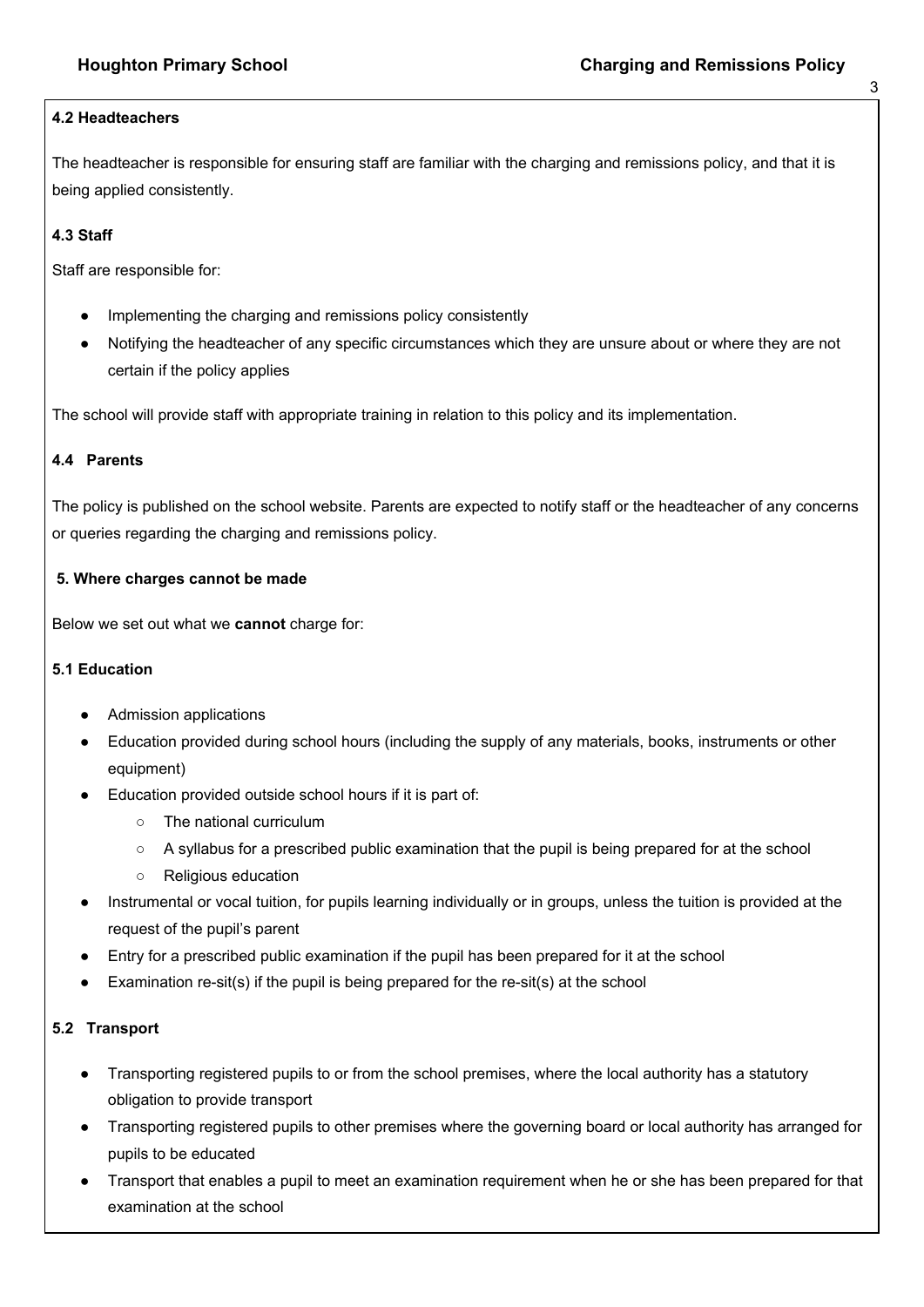**4.2 Headteachers**

The headteacher is responsible for ensuring staff are familiar with the charging and remissions policy, and that it is being applied consistently.

**4.3 Staff**

Staff are responsible for:

- Implementing the charging and remissions policy consistently
- Notifying the headteacher of any specific circumstances which they are unsure about or where they are not certain if the policy applies

The school will provide staff with appropriate training in relation to this policy and its implementation.

**4.4 Parents**

The policy is published on the school website. Parents are expected to notify staff or the headteacher of any concerns or queries regarding the charging and remissions policy.

**5. Where charges cannot be made**

Below we set out what we **cannot** charge for:

**5.1 Education**

- Admission applications
- Education provided during school hours (including the supply of any materials, books, instruments or other equipment)
- Education provided outside school hours if it is part of:
  - The national curriculum
  - A syllabus for a prescribed public examination that the pupil is being prepared for at the school
  - Religious education
- Instrumental or vocal tuition, for pupils learning individually or in groups, unless the tuition is provided at the request of the pupil's parent
- Entry for a prescribed public examination if the pupil has been prepared for it at the school
- Examination re-sit(s) if the pupil is being prepared for the re-sit(s) at the school

**5.2 Transport**

- Transporting registered pupils to or from the school premises, where the local authority has a statutory obligation to provide transport
- Transporting registered pupils to other premises where the governing board or local authority has arranged for pupils to be educated
- Transport that enables a pupil to meet an examination requirement when he or she has been prepared for that examination at the school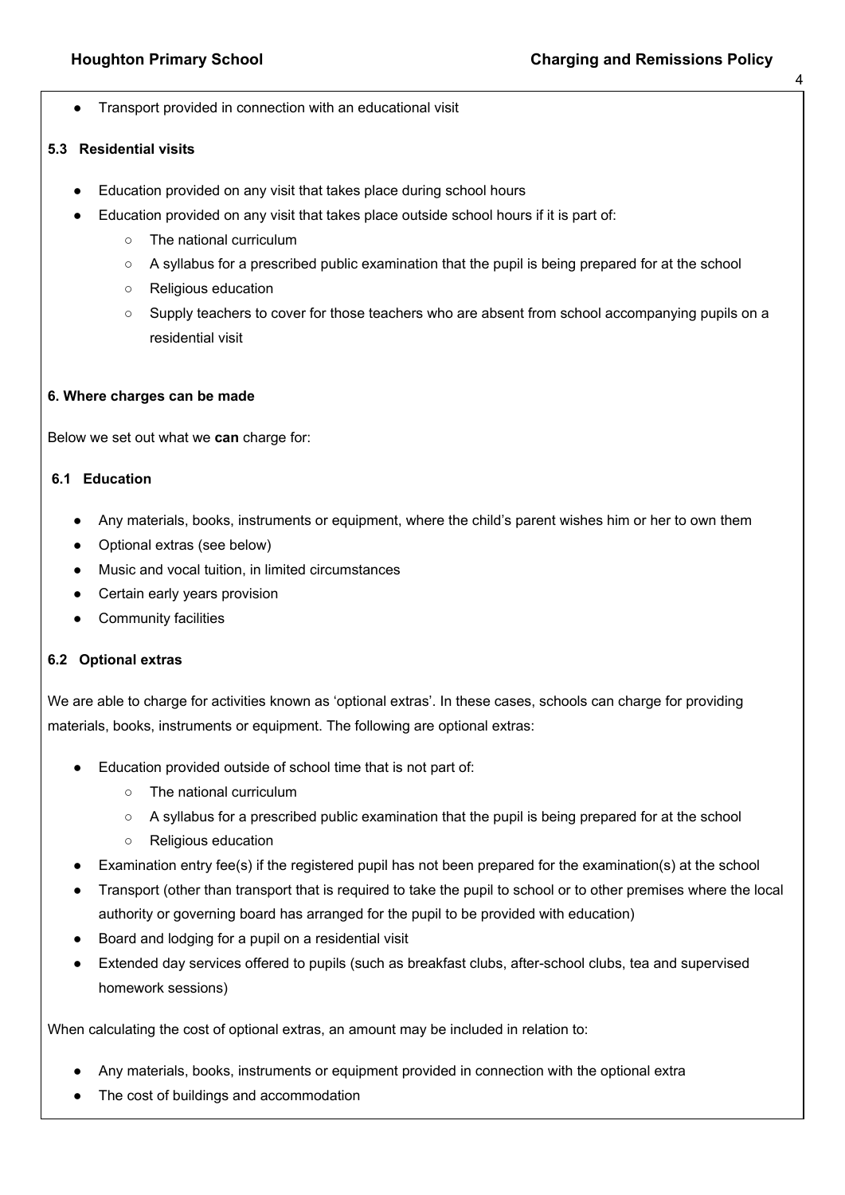- Transport provided in connection with an educational visit

### 5.3 Residential visits

- Education provided on any visit that takes place during school hours
- Education provided on any visit that takes place outside school hours if it is part of:
  - The national curriculum
  - A syllabus for a prescribed public examination that the pupil is being prepared for at the school
  - Religious education
  - Supply teachers to cover for those teachers who are absent from school accompanying pupils on a residential visit

## 6. Where charges can be made

Below we set out what we **can** charge for:

### 6.1 Education

- Any materials, books, instruments or equipment, where the child's parent wishes him or her to own them
- Optional extras (see below)
- Music and vocal tuition, in limited circumstances
- Certain early years provision
- Community facilities

### 6.2 Optional extras

We are able to charge for activities known as 'optional extras'. In these cases, schools can charge for providing materials, books, instruments or equipment. The following are optional extras:

- Education provided outside of school time that is not part of:
  - The national curriculum
  - A syllabus for a prescribed public examination that the pupil is being prepared for at the school
  - Religious education
- Examination entry fee(s) if the registered pupil has not been prepared for the examination(s) at the school
- Transport (other than transport that is required to take the pupil to school or to other premises where the local authority or governing board has arranged for the pupil to be provided with education)
- Board and lodging for a pupil on a residential visit
- Extended day services offered to pupils (such as breakfast clubs, after-school clubs, tea and supervised homework sessions)

When calculating the cost of optional extras, an amount may be included in relation to:

- Any materials, books, instruments or equipment provided in connection with the optional extra
- The cost of buildings and accommodation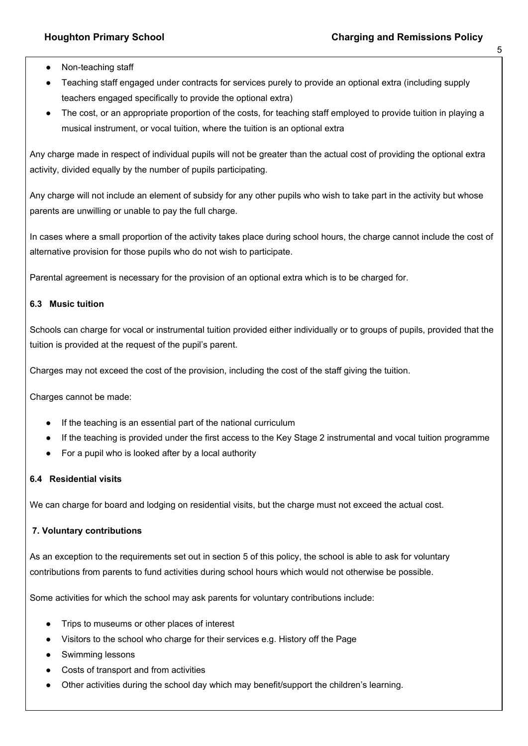- Non-teaching staff
- Teaching staff engaged under contracts for services purely to provide an optional extra (including supply teachers engaged specifically to provide the optional extra)
- The cost, or an appropriate proportion of the costs, for teaching staff employed to provide tuition in playing a musical instrument, or vocal tuition, where the tuition is an optional extra

Any charge made in respect of individual pupils will not be greater than the actual cost of providing the optional extra activity, divided equally by the number of pupils participating.

Any charge will not include an element of subsidy for any other pupils who wish to take part in the activity but whose parents are unwilling or unable to pay the full charge.

In cases where a small proportion of the activity takes place during school hours, the charge cannot include the cost of alternative provision for those pupils who do not wish to participate.

Parental agreement is necessary for the provision of an optional extra which is to be charged for.

**6.3 Music tuition**

Schools can charge for vocal or instrumental tuition provided either individually or to groups of pupils, provided that the tuition is provided at the request of the pupil's parent.

Charges may not exceed the cost of the provision, including the cost of the staff giving the tuition.

Charges cannot be made:

- If the teaching is an essential part of the national curriculum
- If the teaching is provided under the first access to the Key Stage 2 instrumental and vocal tuition programme
- For a pupil who is looked after by a local authority

**6.4 Residential visits**

We can charge for board and lodging on residential visits, but the charge must not exceed the actual cost.

**7. Voluntary contributions**

As an exception to the requirements set out in section 5 of this policy, the school is able to ask for voluntary contributions from parents to fund activities during school hours which would not otherwise be possible.

Some activities for which the school may ask parents for voluntary contributions include:

- Trips to museums or other places of interest
- Visitors to the school who charge for their services e.g. History off the Page
- Swimming lessons
- Costs of transport and from activities
- Other activities during the school day which may benefit/support the children's learning.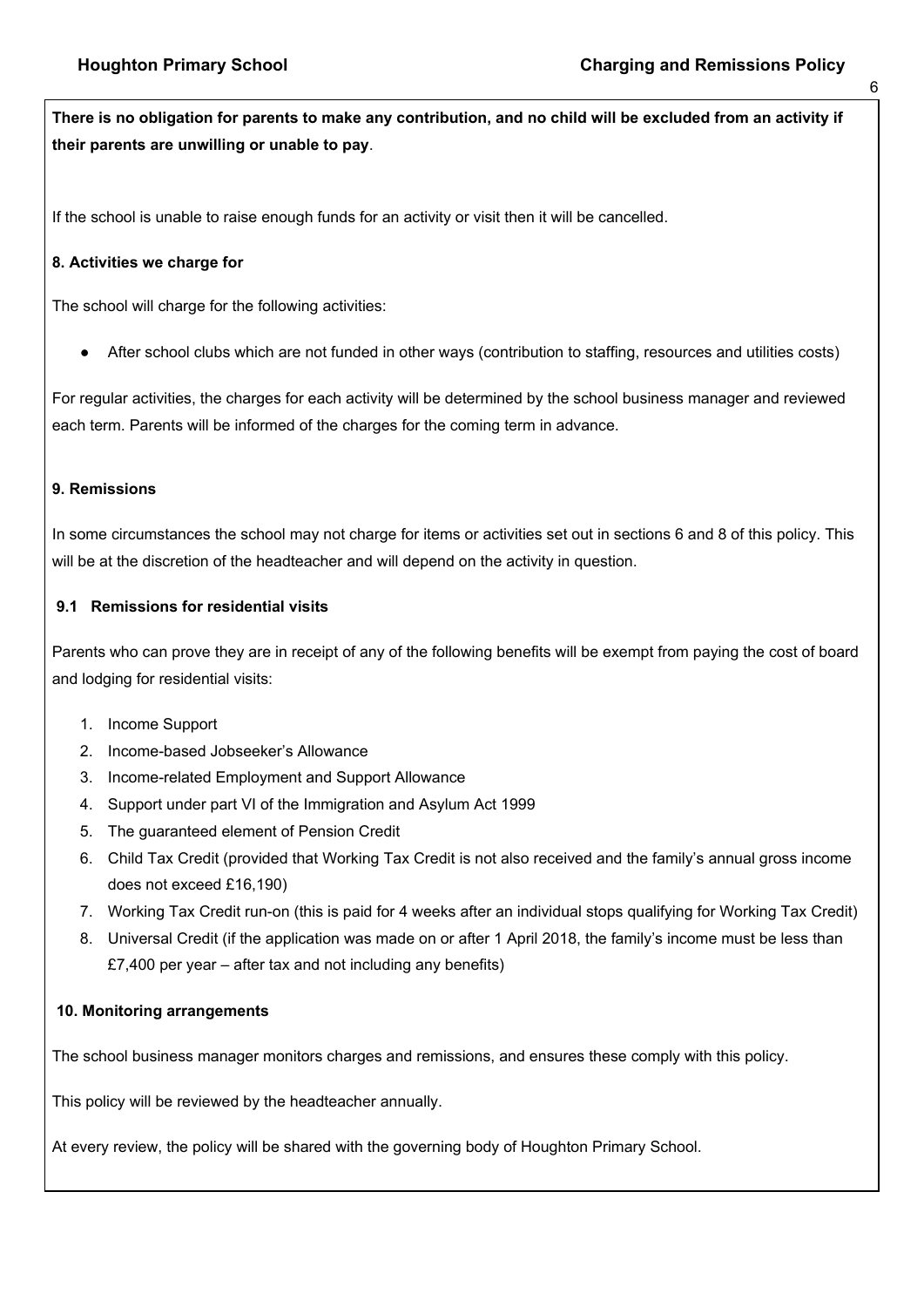**There is no obligation for parents to make any contribution, and no child will be excluded from an activity if their parents are unwilling or unable to pay**.

If the school is unable to raise enough funds for an activity or visit then it will be cancelled.

### 8. Activities we charge for

The school will charge for the following activities:

- After school clubs which are not funded in other ways (contribution to staffing, resources and utilities costs)

For regular activities, the charges for each activity will be determined by the school business manager and reviewed each term. Parents will be informed of the charges for the coming term in advance.

### 9. Remissions

In some circumstances the school may not charge for items or activities set out in sections 6 and 8 of this policy. This will be at the discretion of the headteacher and will depend on the activity in question.

#### 9.1 Remissions for residential visits

Parents who can prove they are in receipt of any of the following benefits will be exempt from paying the cost of board and lodging for residential visits:

1. Income Support
2. Income-based Jobseeker's Allowance
3. Income-related Employment and Support Allowance
4. Support under part VI of the Immigration and Asylum Act 1999
5. The guaranteed element of Pension Credit
6. Child Tax Credit (provided that Working Tax Credit is not also received and the family's annual gross income does not exceed £16,190)
7. Working Tax Credit run-on (this is paid for 4 weeks after an individual stops qualifying for Working Tax Credit)
8. Universal Credit (if the application was made on or after 1 April 2018, the family's income must be less than £7,400 per year – after tax and not including any benefits)

### 10. Monitoring arrangements

The school business manager monitors charges and remissions, and ensures these comply with this policy.

This policy will be reviewed by the headteacher annually.

At every review, the policy will be shared with the governing body of Houghton Primary School.